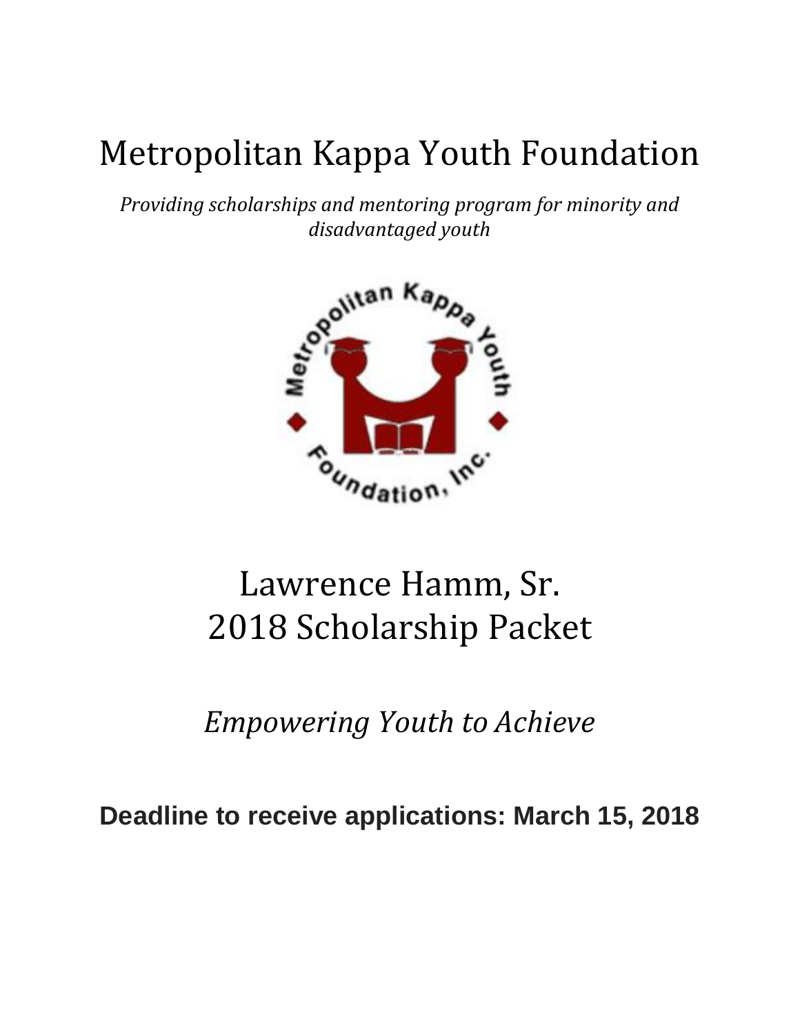# Metropolitan Kappa Youth Foundation

*Providing scholarships and mentoring program for minority and disadvantaged youth*

# Lawrence Hamm, Sr.
# 2018 Scholarship Packet

*Empowering Youth to Achieve*

**Deadline to receive applications: March 15, 2018**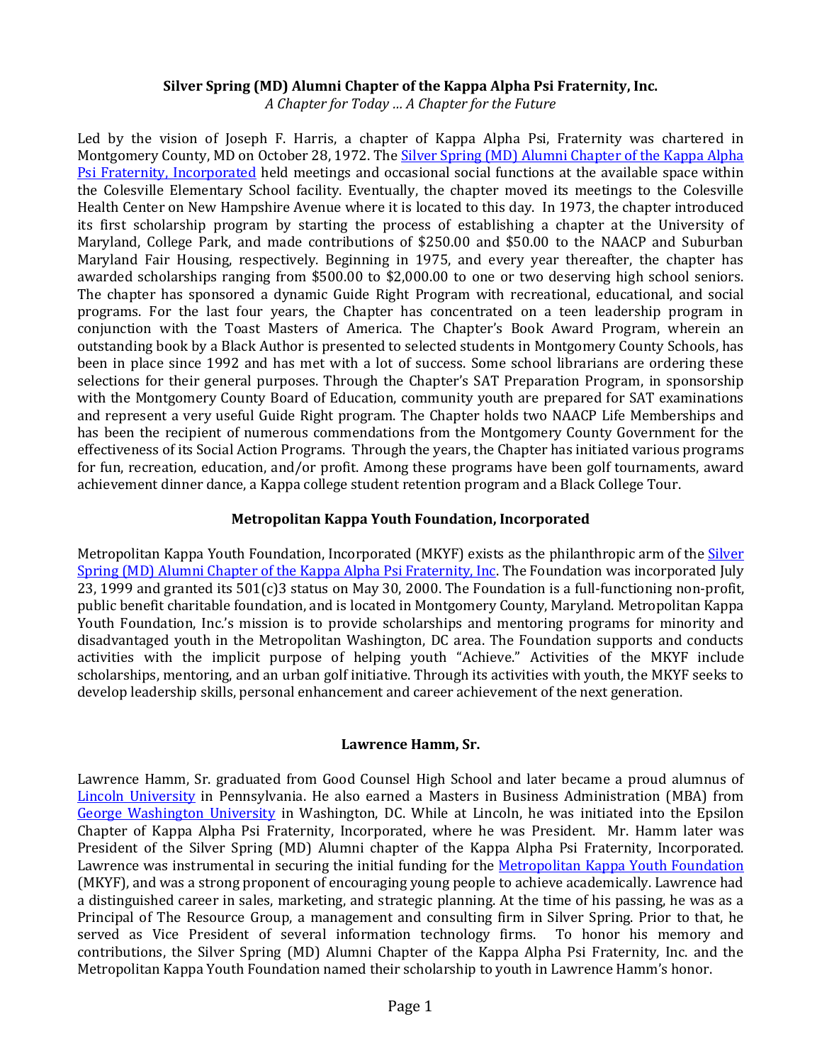**Silver Spring (MD) Alumni Chapter of the Kappa Alpha Psi Fraternity, Inc.**

*A Chapter for Today … A Chapter for the Future*

Led by the vision of Joseph F. Harris, a chapter of Kappa Alpha Psi, Fraternity was chartered in Montgomery County, MD on October 28, 1972. The Silver Spring (MD) Alumni Chapter of the Kappa Alpha Psi Fraternity, Incorporated held meetings and occasional social functions at the available space within the Colesville Elementary School facility. Eventually, the chapter moved its meetings to the Colesville Health Center on New Hampshire Avenue where it is located to this day. In 1973, the chapter introduced its first scholarship program by starting the process of establishing a chapter at the University of Maryland, College Park, and made contributions of $250.00 and $50.00 to the NAACP and Suburban Maryland Fair Housing, respectively. Beginning in 1975, and every year thereafter, the chapter has awarded scholarships ranging from $500.00 to $2,000.00 to one or two deserving high school seniors. The chapter has sponsored a dynamic Guide Right Program with recreational, educational, and social programs. For the last four years, the Chapter has concentrated on a teen leadership program in conjunction with the Toast Masters of America. The Chapter's Book Award Program, wherein an outstanding book by a Black Author is presented to selected students in Montgomery County Schools, has been in place since 1992 and has met with a lot of success. Some school librarians are ordering these selections for their general purposes. Through the Chapter's SAT Preparation Program, in sponsorship with the Montgomery County Board of Education, community youth are prepared for SAT examinations and represent a very useful Guide Right program. The Chapter holds two NAACP Life Memberships and has been the recipient of numerous commendations from the Montgomery County Government for the effectiveness of its Social Action Programs. Through the years, the Chapter has initiated various programs for fun, recreation, education, and/or profit. Among these programs have been golf tournaments, award achievement dinner dance, a Kappa college student retention program and a Black College Tour.

**Metropolitan Kappa Youth Foundation, Incorporated**

Metropolitan Kappa Youth Foundation, Incorporated (MKYF) exists as the philanthropic arm of the Silver Spring (MD) Alumni Chapter of the Kappa Alpha Psi Fraternity, Inc. The Foundation was incorporated July 23, 1999 and granted its 501(c)3 status on May 30, 2000. The Foundation is a full-functioning non-profit, public benefit charitable foundation, and is located in Montgomery County, Maryland. Metropolitan Kappa Youth Foundation, Inc.'s mission is to provide scholarships and mentoring programs for minority and disadvantaged youth in the Metropolitan Washington, DC area. The Foundation supports and conducts activities with the implicit purpose of helping youth "Achieve." Activities of the MKYF include scholarships, mentoring, and an urban golf initiative. Through its activities with youth, the MKYF seeks to develop leadership skills, personal enhancement and career achievement of the next generation.

**Lawrence Hamm, Sr.**

Lawrence Hamm, Sr. graduated from Good Counsel High School and later became a proud alumnus of Lincoln University in Pennsylvania. He also earned a Masters in Business Administration (MBA) from George Washington University in Washington, DC. While at Lincoln, he was initiated into the Epsilon Chapter of Kappa Alpha Psi Fraternity, Incorporated, where he was President. Mr. Hamm later was President of the Silver Spring (MD) Alumni chapter of the Kappa Alpha Psi Fraternity, Incorporated. Lawrence was instrumental in securing the initial funding for the Metropolitan Kappa Youth Foundation (MKYF), and was a strong proponent of encouraging young people to achieve academically. Lawrence had a distinguished career in sales, marketing, and strategic planning. At the time of his passing, he was as a Principal of The Resource Group, a management and consulting firm in Silver Spring. Prior to that, he served as Vice President of several information technology firms. To honor his memory and contributions, the Silver Spring (MD) Alumni Chapter of the Kappa Alpha Psi Fraternity, Inc. and the Metropolitan Kappa Youth Foundation named their scholarship to youth in Lawrence Hamm's honor.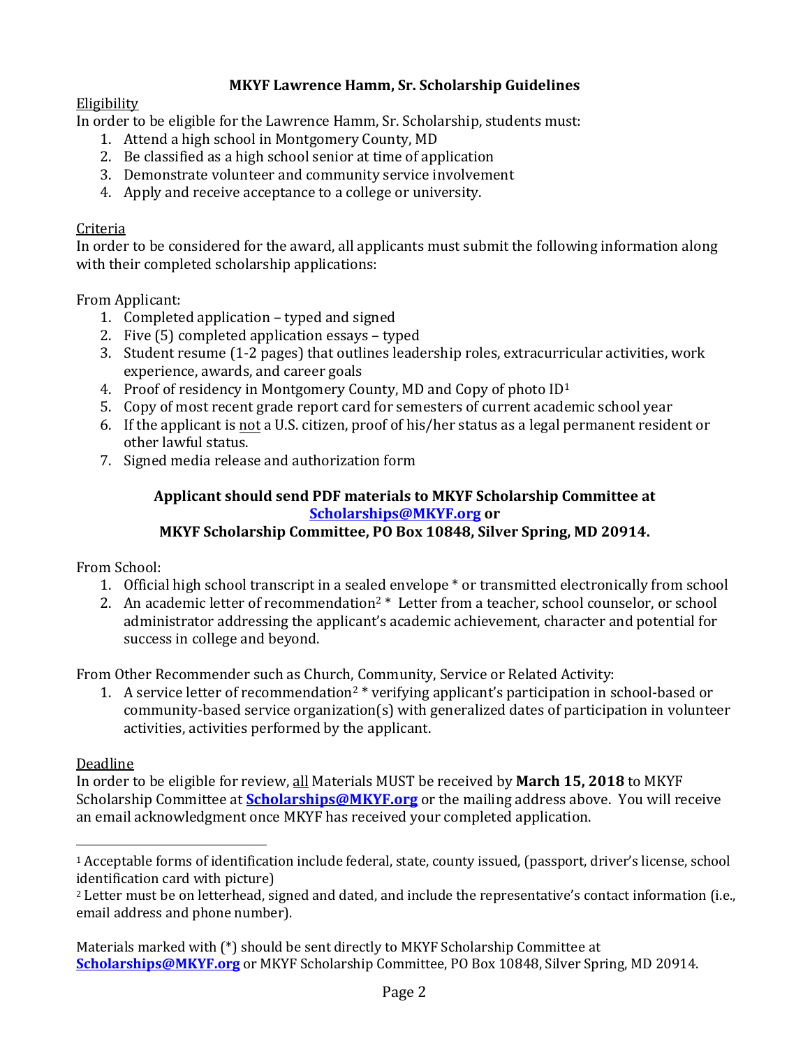## MKYF Lawrence Hamm, Sr. Scholarship Guidelines

Eligibility

In order to be eligible for the Lawrence Hamm, Sr. Scholarship, students must:

1. Attend a high school in Montgomery County, MD
2. Be classified as a high school senior at time of application
3. Demonstrate volunteer and community service involvement
4. Apply and receive acceptance to a college or university.

Criteria

In order to be considered for the award, all applicants must submit the following information along with their completed scholarship applications:

From Applicant:

1. Completed application – typed and signed
2. Five (5) completed application essays – typed
3. Student resume (1-2 pages) that outlines leadership roles, extracurricular activities, work experience, awards, and career goals
4. Proof of residency in Montgomery County, MD and Copy of photo ID[1]
5. Copy of most recent grade report card for semesters of current academic school year
6. If the applicant is not a U.S. citizen, proof of his/her status as a legal permanent resident or other lawful status.
7. Signed media release and authorization form

**Applicant should send PDF materials to MKYF Scholarship Committee at [Scholarships@MKYF.org](mailto:Scholarships@MKYF.org) or**
**MKYF Scholarship Committee, PO Box 10848, Silver Spring, MD 20914.**

From School:

1. Official high school transcript in a sealed envelope * or transmitted electronically from school
2. An academic letter of recommendation[2] * Letter from a teacher, school counselor, or school administrator addressing the applicant's academic achievement, character and potential for success in college and beyond.

From Other Recommender such as Church, Community, Service or Related Activity:

1. A service letter of recommendation[2] * verifying applicant's participation in school-based or community-based service organization(s) with generalized dates of participation in volunteer activities, activities performed by the applicant.

Deadline

In order to be eligible for review, all Materials MUST be received by **March 15, 2018** to MKYF Scholarship Committee at **[Scholarships@MKYF.org](mailto:Scholarships@MKYF.org)** or the mailing address above. You will receive an email acknowledgment once MKYF has received your completed application.

---

[1] Acceptable forms of identification include federal, state, county issued, (passport, driver's license, school identification card with picture)

[2] Letter must be on letterhead, signed and dated, and include the representative's contact information (i.e., email address and phone number).

Materials marked with (*) should be sent directly to MKYF Scholarship Committee at **[Scholarships@MKYF.org](mailto:Scholarships@MKYF.org)** or MKYF Scholarship Committee, PO Box 10848, Silver Spring, MD 20914.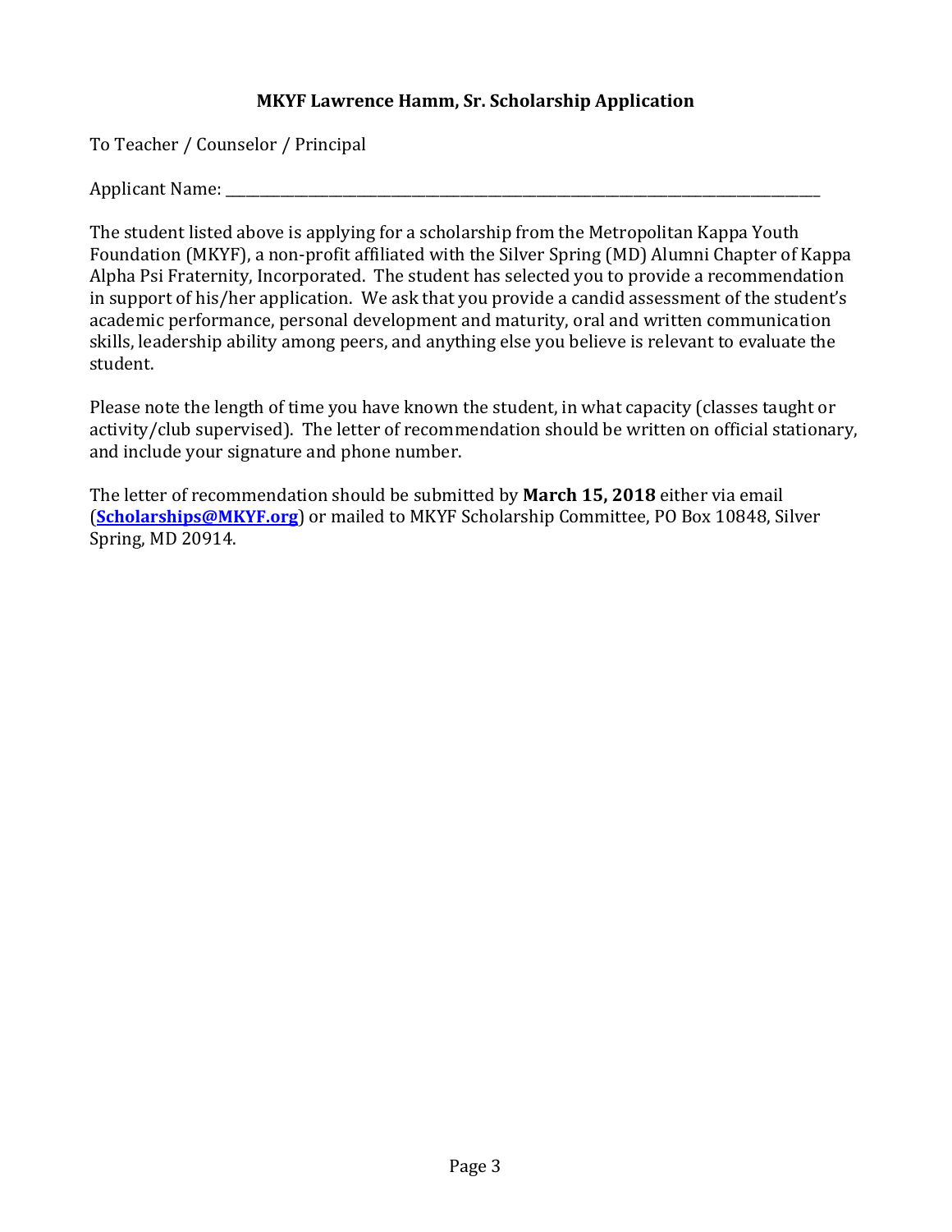**MKYF Lawrence Hamm, Sr. Scholarship Application**

To Teacher / Counselor / Principal

Applicant Name: ___________________________________________________________________________

The student listed above is applying for a scholarship from the Metropolitan Kappa Youth Foundation (MKYF), a non-profit affiliated with the Silver Spring (MD) Alumni Chapter of Kappa Alpha Psi Fraternity, Incorporated. The student has selected you to provide a recommendation in support of his/her application. We ask that you provide a candid assessment of the student's academic performance, personal development and maturity, oral and written communication skills, leadership ability among peers, and anything else you believe is relevant to evaluate the student.

Please note the length of time you have known the student, in what capacity (classes taught or activity/club supervised). The letter of recommendation should be written on official stationary, and include your signature and phone number.

The letter of recommendation should be submitted by **March 15, 2018** either via email (**Scholarships@MKYF.org**) or mailed to MKYF Scholarship Committee, PO Box 10848, Silver Spring, MD 20914.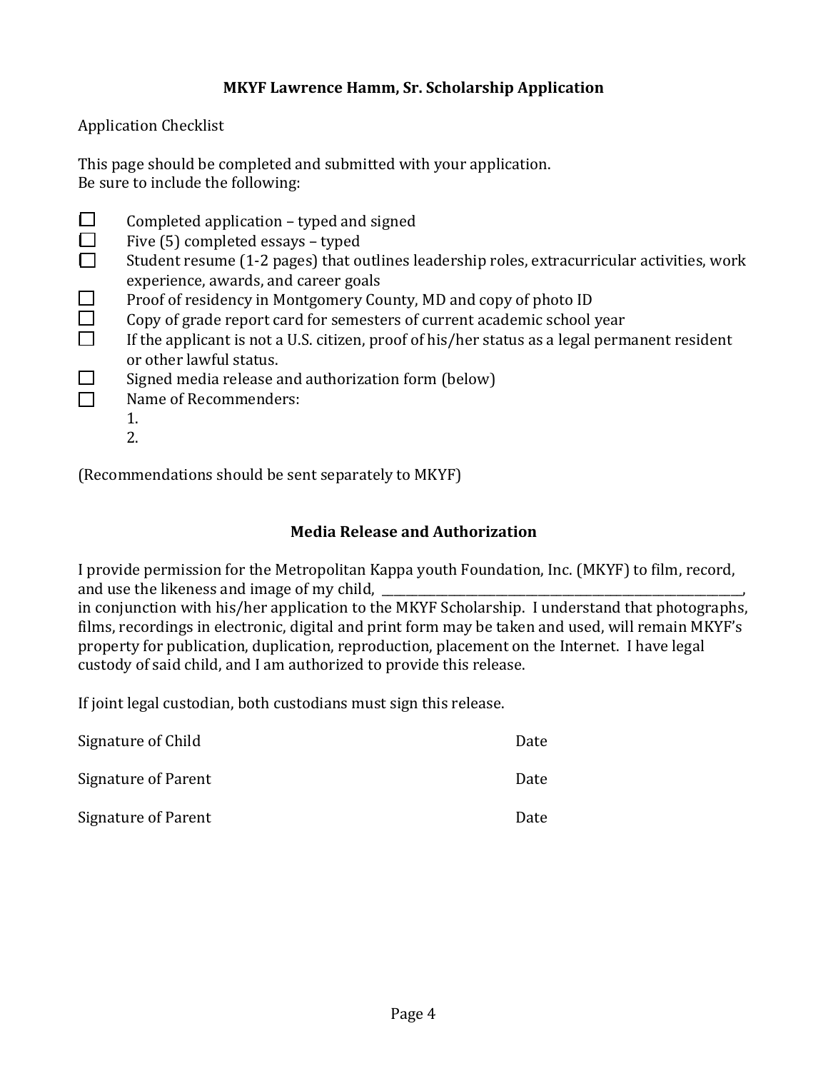**MKYF Lawrence Hamm, Sr. Scholarship Application**

Application Checklist

This page should be completed and submitted with your application.
Be sure to include the following:

- [ ] Completed application – typed and signed
- [ ] Five (5) completed essays – typed
- [ ] Student resume (1-2 pages) that outlines leadership roles, extracurricular activities, work experience, awards, and career goals
- [ ] Proof of residency in Montgomery County, MD and copy of photo ID
- [ ] Copy of grade report card for semesters of current academic school year
- [ ] If the applicant is not a U.S. citizen, proof of his/her status as a legal permanent resident or other lawful status.
- [ ] Signed media release and authorization form (below)
- [ ] Name of Recommenders:
  1.
  2.

(Recommendations should be sent separately to MKYF)

**Media Release and Authorization**

I provide permission for the Metropolitan Kappa youth Foundation, Inc. (MKYF) to film, record, and use the likeness and image of my child, \_\_\_\_\_\_\_\_\_\_\_\_\_\_\_\_\_\_\_\_\_\_\_\_\_\_\_\_\_\_\_\_\_\_\_\_\_\_\_\_, in conjunction with his/her application to the MKYF Scholarship. I understand that photographs, films, recordings in electronic, digital and print form may be taken and used, will remain MKYF's property for publication, duplication, reproduction, placement on the Internet. I have legal custody of said child, and I am authorized to provide this release.

If joint legal custodian, both custodians must sign this release.

Signature of Child Date

Signature of Parent Date

Signature of Parent Date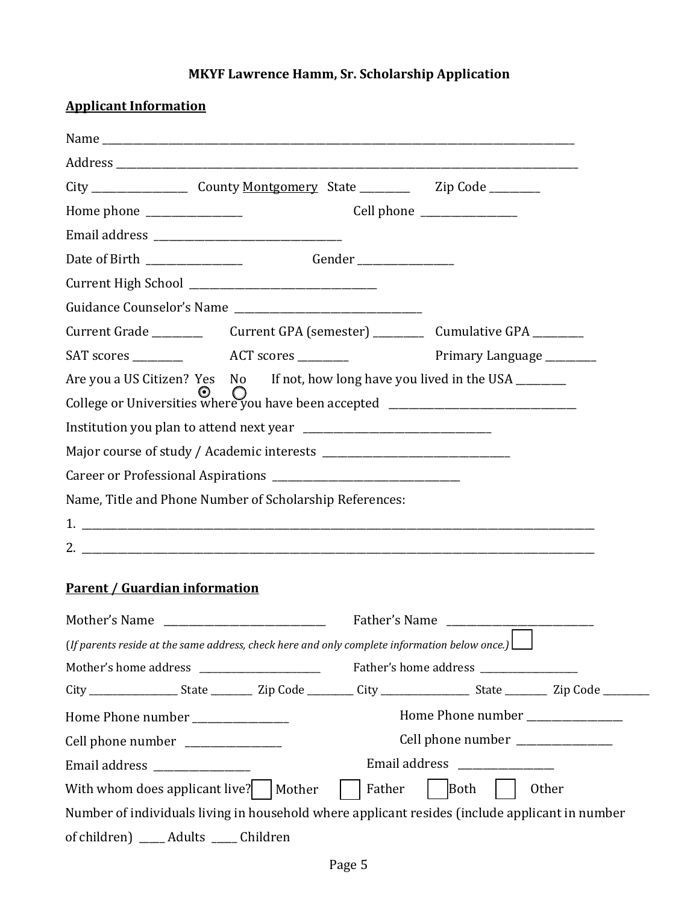**MKYF Lawrence Hamm, Sr. Scholarship Application**

**Applicant Information**

Name ____________________________________________

Address ____________________________________________

City ______________ County Montgomery State _________ Zip Code _________

Home phone ______________ Cell phone ______________

Email address ______________________________

Date of Birth ______________ Gender ______________

Current High School ______________________________

Guidance Counselor's Name ______________________________

Current Grade _________ Current GPA (semester) _________ Cumulative GPA _________

SAT scores _________ ACT scores _________ Primary Language _________

Are you a US Citizen? Yes ◉ No ○ If not, how long have you lived in the USA _________

College or Universities where you have been accepted ______________________________

Institution you plan to attend next year ______________________________

Major course of study / Academic interests ______________________________

Career or Professional Aspirations ______________________________

Name, Title and Phone Number of Scholarship References:

1. ____________________________________________
2. ____________________________________________

**Parent / Guardian information**

Mother's Name ______________________ Father's Name ______________________

(*If parents reside at the same address, check here and only complete information below once.*) ☐

Mother's home address ______________________ Father's home address ______________________

City ______________ State _______ Zip Code _______ City ______________ State _______ Zip Code _______

Home Phone number ______________ Home Phone number ______________

Cell phone number ______________ Cell phone number ______________

Email address ______________ Email address ______________

With whom does applicant live? ☐ Mother ☐ Father ☐ Both ☐ Other

Number of individuals living in household where applicant resides (include applicant in number of children) _____ Adults _____ Children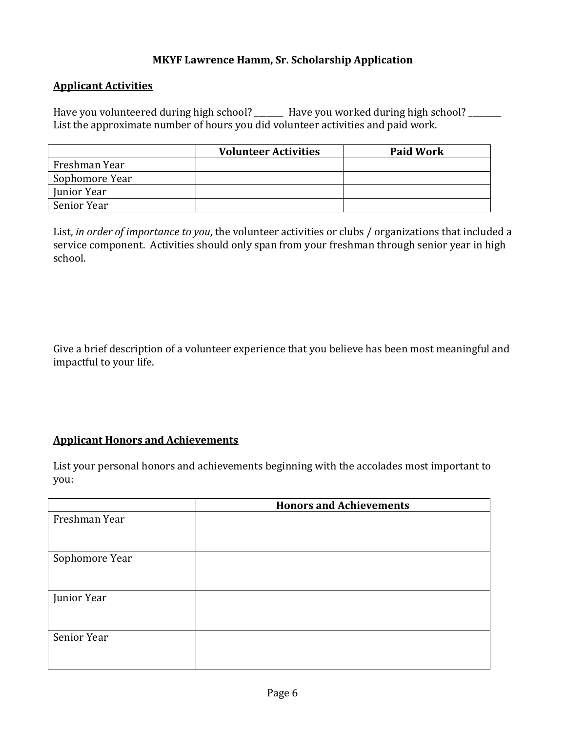**MKYF Lawrence Hamm, Sr. Scholarship Application**

## Applicant Activities

Have you volunteered during high school? _______ Have you worked during high school? ________
List the approximate number of hours you did volunteer activities and paid work.

| | Volunteer Activities | Paid Work |
|---|---|---|
| Freshman Year | | |
| Sophomore Year | | |
| Junior Year | | |
| Senior Year | | |

List, *in order of importance to you*, the volunteer activities or clubs / organizations that included a service component. Activities should only span from your freshman through senior year in high school.

Give a brief description of a volunteer experience that you believe has been most meaningful and impactful to your life.

## Applicant Honors and Achievements

List your personal honors and achievements beginning with the accolades most important to you:

| | Honors and Achievements |
|---|---|
| Freshman Year | |
| Sophomore Year | |
| Junior Year | |
| Senior Year | |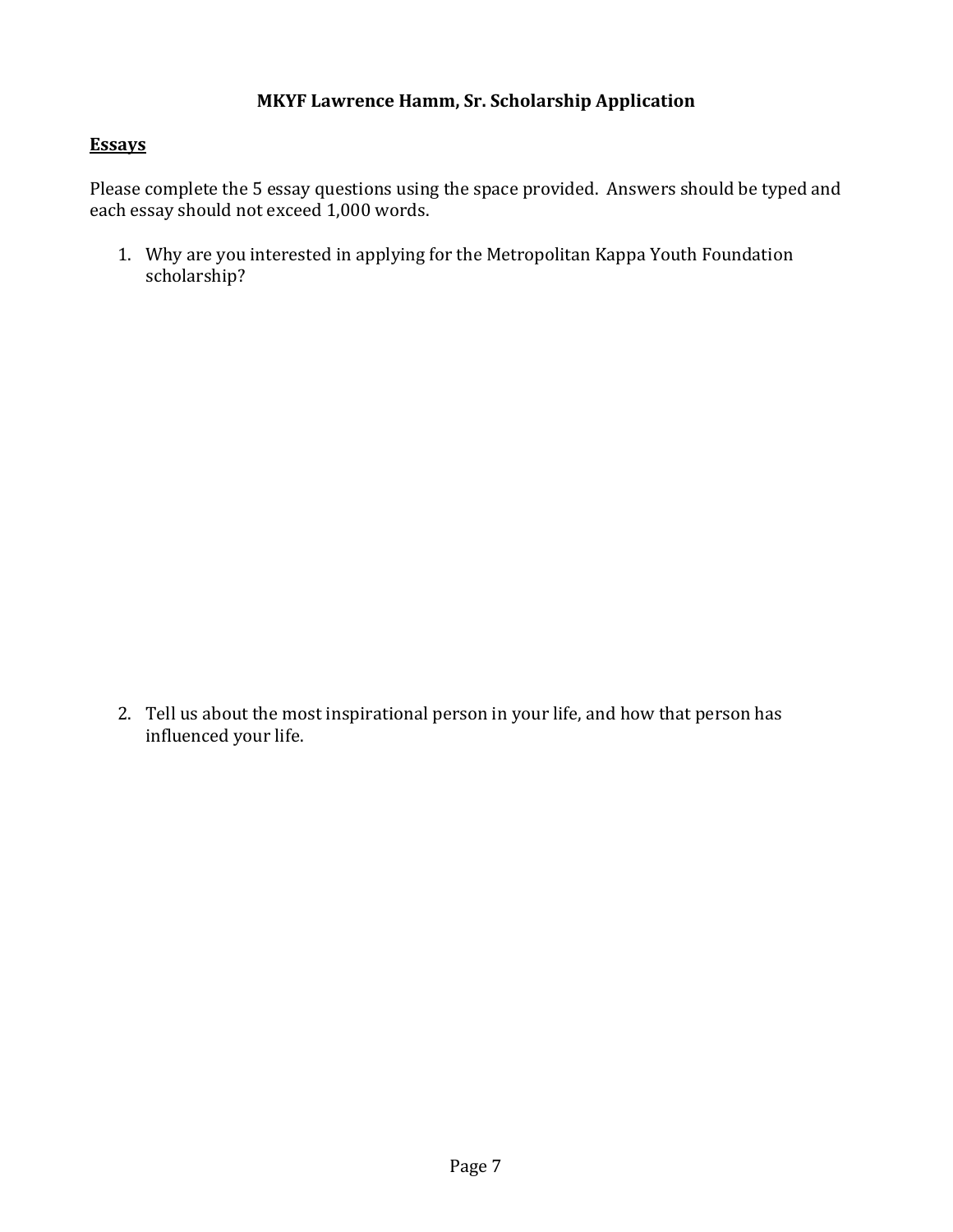**MKYF Lawrence Hamm, Sr. Scholarship Application**

**Essays**

Please complete the 5 essay questions using the space provided. Answers should be typed and each essay should not exceed 1,000 words.

1. Why are you interested in applying for the Metropolitan Kappa Youth Foundation scholarship?

2. Tell us about the most inspirational person in your life, and how that person has influenced your life.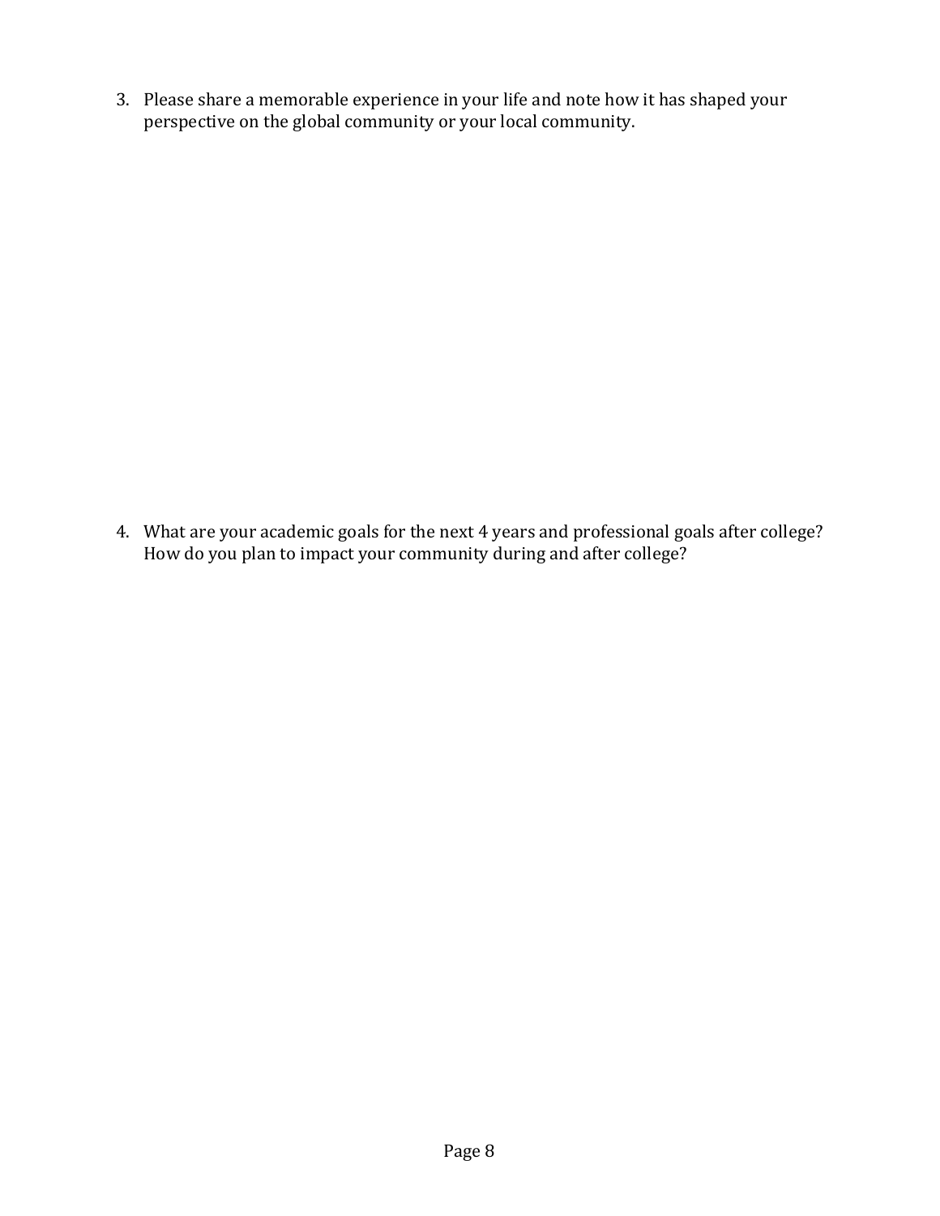3. Please share a memorable experience in your life and note how it has shaped your perspective on the global community or your local community.

4. What are your academic goals for the next 4 years and professional goals after college? How do you plan to impact your community during and after college?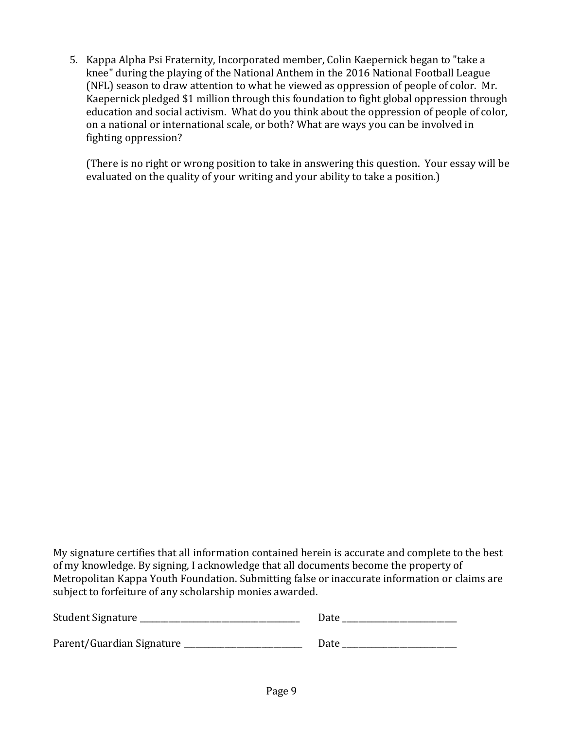5. Kappa Alpha Psi Fraternity, Incorporated member, Colin Kaepernick began to "take a knee" during the playing of the National Anthem in the 2016 National Football League (NFL) season to draw attention to what he viewed as oppression of people of color. Mr. Kaepernick pledged $1 million through this foundation to fight global oppression through education and social activism. What do you think about the oppression of people of color, on a national or international scale, or both? What are ways you can be involved in fighting oppression?

   (There is no right or wrong position to take in answering this question. Your essay will be evaluated on the quality of your writing and your ability to take a position.)

My signature certifies that all information contained herein is accurate and complete to the best of my knowledge. By signing, I acknowledge that all documents become the property of Metropolitan Kappa Youth Foundation. Submitting false or inaccurate information or claims are subject to forfeiture of any scholarship monies awarded.

Student Signature ___________________________________ Date ___________________________

Parent/Guardian Signature ___________________________ Date ___________________________